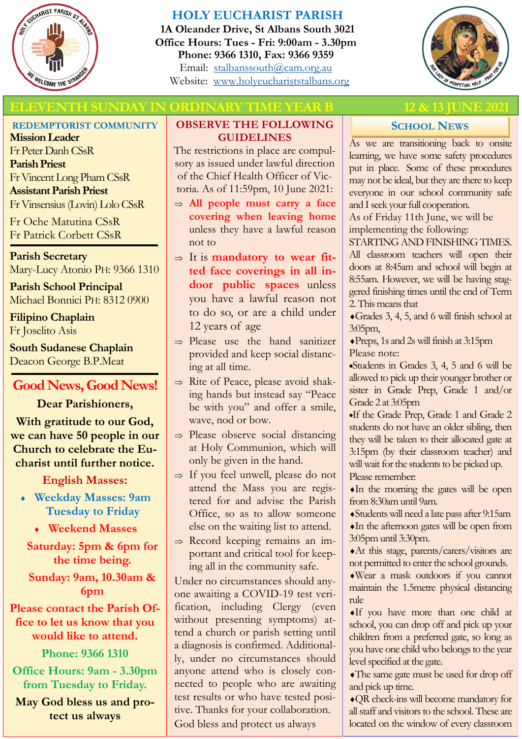# HOLY EUCHARIST PARISH

**1A Oleander Drive, St Albans South 3021**
**Office Hours: Tues - Fri: 9:00am - 3.30pm**
**Phone: 9366 1310, Fax: 9366 9359**
Email: stalbanssouth@cam.org.au
Website: www.holyeuchariststalbans.org

## ELEVENTH SUNDAY IN ORDINARY TIME YEAR B — 12 & 13 JUNE 2021

### REDEMPTORIST COMMUNITY

**Mission Leader**
Fr Peter Danh CSsR
**Parish Priest**
Fr Vincent Long Pham CSsR
**Assistant Parish Priest**
Fr Vinsensius (Lovin) Lolo CSsR
Fr Oche Matutina CSsR
Fr Patrick Corbett CSsR

**Parish Secretary**
Mary-Lucy Atonio PH: 9366 1310

**Parish School Principal**
Michael Bonnici PH: 8312 0900

**Filipino Chaplain**
Fr Joselito Asis

**South Sudanese Chaplain**
Deacon George B.P.Meat

### Good News, Good News!

**Dear Parishioners,**

**With gratitude to our God, we can have 50 people in our Church to celebrate the Eucharist until further notice.**

**English Masses:**

- **Weekday Masses: 9am Tuesday to Friday**
- **Weekend Masses**

**Saturday: 5pm & 6pm for the time being.**

**Sunday: 9am, 10.30am & 6pm**

**Please contact the Parish Office to let us know that you would like to attend.**

**Phone: 9366 1310**

**Office Hours: 9am - 3.30pm from Tuesday to Friday.**

**May God bless us and protect us always**

### OBSERVE THE FOLLOWING GUIDELINES

The restrictions in place are compulsory as issued under lawful direction of the Chief Health Officer of Victoria. As of 11:59pm, 10 June 2021:

- **All people must carry a face covering when leaving home** unless they have a lawful reason not to
- It is **mandatory to wear fitted face coverings in all indoor public spaces** unless you have a lawful reason not to do so, or are a child under 12 years of age
- Please use the hand sanitizer provided and keep social distancing at all time.
- Rite of Peace, please avoid shaking hands but instead say "Peace be with you" and offer a smile, wave, nod or bow.
- Please observe social distancing at Holy Communion, which will only be given in the hand.
- If you feel unwell, please do not attend the Mass you are registered for and advise the Parish Office, so as to allow someone else on the waiting list to attend.
- Record keeping remains an important and critical tool for keeping all in the community safe.

Under no circumstances should anyone awaiting a COVID-19 test verification, including Clergy (even without presenting symptoms) attend a church or parish setting until a diagnosis is confirmed. Additionally, under no circumstances should anyone attend who is closely connected to people who are awaiting test results or who have tested positive. Thanks for your collaboration. God bless and protect us always

### SCHOOL NEWS

As we are transitioning back to onsite learning, we have some safety procedures put in place. Some of these procedures may not be ideal, but they are there to keep everyone in our school community safe and I seek your full cooperation.

As of Friday 11th June, we will be implementing the following:

STARTING AND FINISHING TIMES.

All classroom teachers will open their doors at 8:45am and school will begin at 8:55am. However, we will be having staggered finishing times until the end of Term 2. This means that

- Grades 3, 4, 5, and 6 will finish school at 3:05pm,
- Preps, 1s and 2s will finish at 3:15pm

Please note:

- Students in Grades 3, 4, 5 and 6 will be allowed to pick up their younger brother or sister in Grade Prep, Grade 1 and/or Grade 2 at 3:05pm
- If the Grade Prep, Grade 1 and Grade 2 students do not have an older sibling, then they will be taken to their allocated gate at 3:15pm (by their classroom teacher) and will wait for the students to be picked up.

Please remember:

- In the morning the gates will be open from 8:30am until 9am.
- Students will need a late pass after 9:15am
- In the afternoon gates will be open from 3:05pm until 3:30pm.
- At this stage, parents/carers/visitors are not permitted to enter the school grounds.
- Wear a mask outdoors if you cannot maintain the 1.5metre physical distancing rule
- If you have more than one child at school, you can drop off and pick up your children from a preferred gate, so long as you have one child who belongs to the year level specified at the gate.
- The same gate must be used for drop off and pick up time.
- QR check-ins will become mandatory for all staff and visitors to the school. These are located on the window of every classroom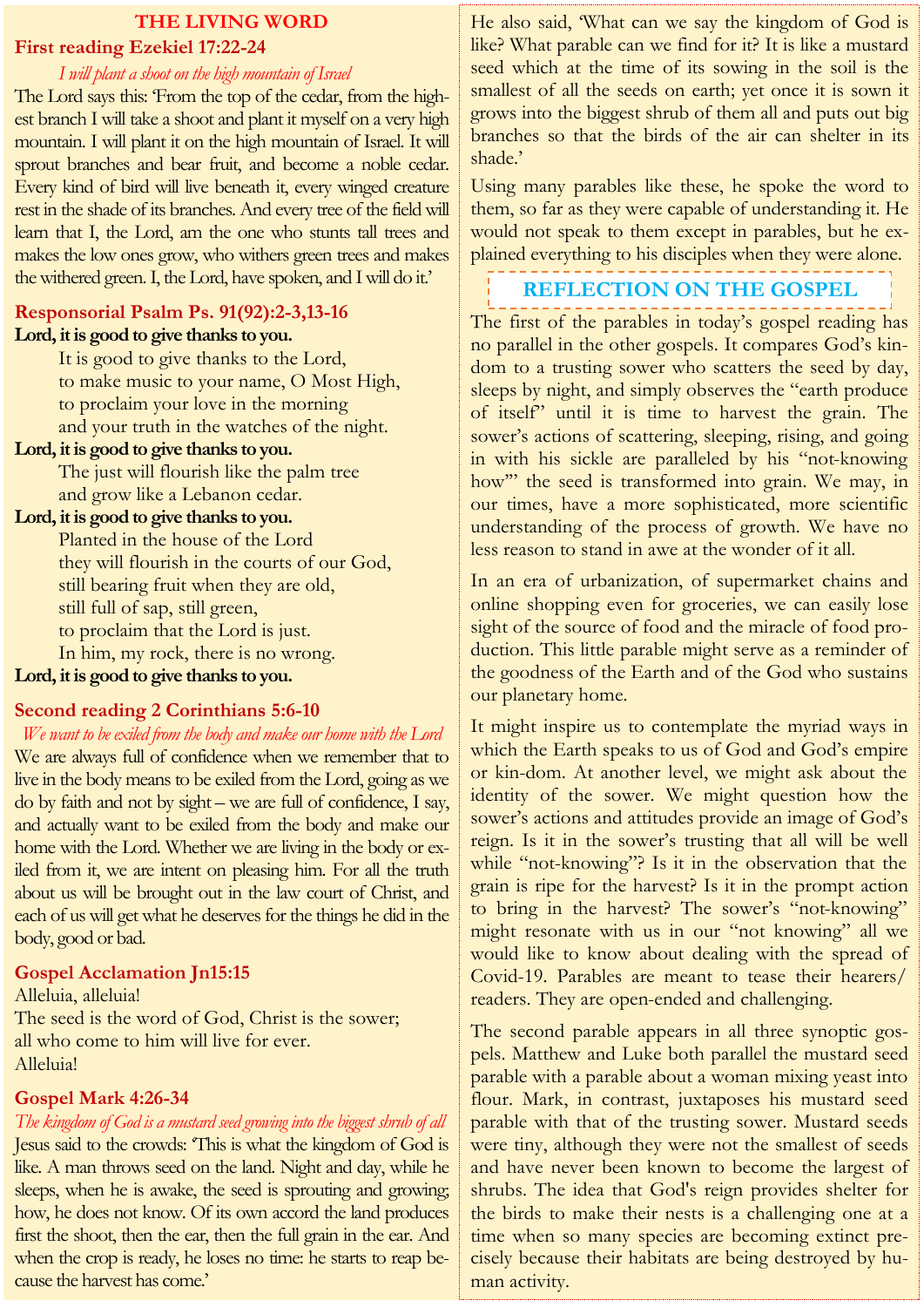# THE LIVING WORD

## First reading Ezekiel 17:22-24

*I will plant a shoot on the high mountain of Israel*

The Lord says this: 'From the top of the cedar, from the highest branch I will take a shoot and plant it myself on a very high mountain. I will plant it on the high mountain of Israel. It will sprout branches and bear fruit, and become a noble cedar. Every kind of bird will live beneath it, every winged creature rest in the shade of its branches. And every tree of the field will learn that I, the Lord, am the one who stunts tall trees and makes the low ones grow, who withers green trees and makes the withered green. I, the Lord, have spoken, and I will do it.'

## Responsorial Psalm Ps. 91(92):2-3,13-16

**Lord, it is good to give thanks to you.**

It is good to give thanks to the Lord,
to make music to your name, O Most High,
to proclaim your love in the morning
and your truth in the watches of the night.

**Lord, it is good to give thanks to you.**

The just will flourish like the palm tree
and grow like a Lebanon cedar.

**Lord, it is good to give thanks to you.**

Planted in the house of the Lord
they will flourish in the courts of our God,
still bearing fruit when they are old,
still full of sap, still green,
to proclaim that the Lord is just.
In him, my rock, there is no wrong.

**Lord, it is good to give thanks to you.**

## Second reading 2 Corinthians 5:6-10

*We want to be exiled from the body and make our home with the Lord*

We are always full of confidence when we remember that to live in the body means to be exiled from the Lord, going as we do by faith and not by sight – we are full of confidence, I say, and actually want to be exiled from the body and make our home with the Lord. Whether we are living in the body or exiled from it, we are intent on pleasing him. For all the truth about us will be brought out in the law court of Christ, and each of us will get what he deserves for the things he did in the body, good or bad.

## Gospel Acclamation Jn15:15

Alleluia, alleluia!
The seed is the word of God, Christ is the sower;
all who come to him will live for ever.
Alleluia!

## Gospel Mark 4:26-34

*The kingdom of God is a mustard seed growing into the biggest shrub of all*

Jesus said to the crowds: 'This is what the kingdom of God is like. A man throws seed on the land. Night and day, while he sleeps, when he is awake, the seed is sprouting and growing; how, he does not know. Of its own accord the land produces first the shoot, then the ear, then the full grain in the ear. And when the crop is ready, he loses no time: he starts to reap because the harvest has come.'

He also said, 'What can we say the kingdom of God is like? What parable can we find for it? It is like a mustard seed which at the time of its sowing in the soil is the smallest of all the seeds on earth; yet once it is sown it grows into the biggest shrub of them all and puts out big branches so that the birds of the air can shelter in its shade.'

Using many parables like these, he spoke the word to them, so far as they were capable of understanding it. He would not speak to them except in parables, but he explained everything to his disciples when they were alone.

# REFLECTION ON THE GOSPEL

The first of the parables in today's gospel reading has no parallel in the other gospels. It compares God's kingdom to a trusting sower who scatters the seed by day, sleeps by night, and simply observes the "earth produce of itself" until it is time to harvest the grain. The sower's actions of scattering, sleeping, rising, and going in with his sickle are paralleled by his "not-knowing how"' the seed is transformed into grain. We may, in our times, have a more sophisticated, more scientific understanding of the process of growth. We have no less reason to stand in awe at the wonder of it all.

In an era of urbanization, of supermarket chains and online shopping even for groceries, we can easily lose sight of the source of food and the miracle of food production. This little parable might serve as a reminder of the goodness of the Earth and of the God who sustains our planetary home.

It might inspire us to contemplate the myriad ways in which the Earth speaks to us of God and God's empire or kin-dom. At another level, we might ask about the identity of the sower. We might question how the sower's actions and attitudes provide an image of God's reign. Is it in the sower's trusting that all will be well while "not-knowing"? Is it in the observation that the grain is ripe for the harvest? Is it in the prompt action to bring in the harvest? The sower's "not-knowing" might resonate with us in our "not knowing" all we would like to know about dealing with the spread of Covid-19. Parables are meant to tease their hearers/ readers. They are open-ended and challenging.

The second parable appears in all three synoptic gospels. Matthew and Luke both parallel the mustard seed parable with a parable about a woman mixing yeast into flour. Mark, in contrast, juxtaposes his mustard seed parable with that of the trusting sower. Mustard seeds were tiny, although they were not the smallest of seeds and have never been known to become the largest of shrubs. The idea that God's reign provides shelter for the birds to make their nests is a challenging one at a time when so many species are becoming extinct precisely because their habitats are being destroyed by human activity.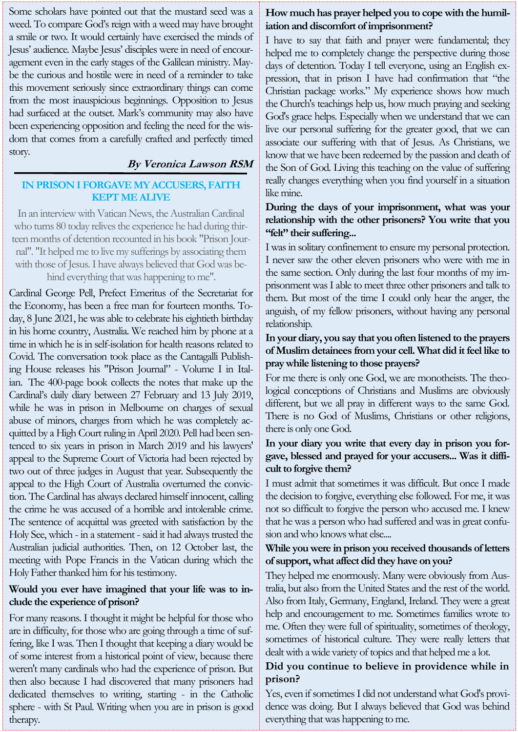Some scholars have pointed out that the mustard seed was a weed. To compare God's reign with a weed may have brought a smile or two. It would certainly have exercised the minds of Jesus' audience. Maybe Jesus' disciples were in need of encouragement even in the early stages of the Galilean ministry. Maybe the curious and hostile were in need of a reminder to take this movement seriously since extraordinary things can come from the most inauspicious beginnings. Opposition to Jesus had surfaced at the outset. Mark's community may also have been experiencing opposition and feeling the need for the wisdom that comes from a carefully crafted and perfectly timed story.

***By Veronica Lawson RSM***

## IN PRISON I FORGAVE MY ACCUSERS, FAITH KEPT ME ALIVE

In an interview with Vatican News, the Australian Cardinal who turns 80 today relives the experience he had during thirteen months of detention recounted in his book "Prison Journal". "It helped me to live my sufferings by associating them with those of Jesus. I have always believed that God was behind everything that was happening to me".

Cardinal George Pell, Prefect Emeritus of the Secretariat for the Economy, has been a free man for fourteen months. Today, 8 June 2021, he was able to celebrate his eightieth birthday in his home country, Australia. We reached him by phone at a time in which he is in self-isolation for health reasons related to Covid. The conversation took place as the Cantagalli Publishing House releases his "Prison Journal" - Volume I in Italian. The 400-page book collects the notes that make up the Cardinal's daily diary between 27 February and 13 July 2019, while he was in prison in Melbourne on charges of sexual abuse of minors, charges from which he was completely acquitted by a High Court ruling in April 2020. Pell had been sentenced to six years in prison in March 2019 and his lawyers' appeal to the Supreme Court of Victoria had been rejected by two out of three judges in August that year. Subsequently the appeal to the High Court of Australia overturned the conviction. The Cardinal has always declared himself innocent, calling the crime he was accused of a horrible and intolerable crime. The sentence of acquittal was greeted with satisfaction by the Holy See, which - in a statement - said it had always trusted the Australian judicial authorities. Then, on 12 October last, the meeting with Pope Francis in the Vatican during which the Holy Father thanked him for his testimony.

**Would you ever have imagined that your life was to include the experience of prison?**

For many reasons. I thought it might be helpful for those who are in difficulty, for those who are going through a time of suffering, like I was. Then I thought that keeping a diary would be of some interest from a historical point of view, because there weren't many cardinals who had the experience of prison. But then also because I had discovered that many prisoners had dedicated themselves to writing, starting - in the Catholic sphere - with St Paul. Writing when you are in prison is good therapy.

**How much has prayer helped you to cope with the humiliation and discomfort of imprisonment?**

I have to say that faith and prayer were fundamental; they helped me to completely change the perspective during those days of detention. Today I tell everyone, using an English expression, that in prison I have had confirmation that "the Christian package works." My experience shows how much the Church's teachings help us, how much praying and seeking God's grace helps. Especially when we understand that we can live our personal suffering for the greater good, that we can associate our suffering with that of Jesus. As Christians, we know that we have been redeemed by the passion and death of the Son of God. Living this teaching on the value of suffering really changes everything when you find yourself in a situation like mine.

**During the days of your imprisonment, what was your relationship with the other prisoners? You write that you "felt" their suffering...**

I was in solitary confinement to ensure my personal protection. I never saw the other eleven prisoners who were with me in the same section. Only during the last four months of my imprisonment was I able to meet three other prisoners and talk to them. But most of the time I could only hear the anger, the anguish, of my fellow prisoners, without having any personal relationship.

**In your diary, you say that you often listened to the prayers of Muslim detainees from your cell. What did it feel like to pray while listening to those prayers?**

For me there is only one God, we are monotheists. The theological conceptions of Christians and Muslims are obviously different, but we all pray in different ways to the same God. There is no God of Muslims, Christians or other religions, there is only one God.

**In your diary you write that every day in prison you forgave, blessed and prayed for your accusers... Was it difficult to forgive them?**

I must admit that sometimes it was difficult. But once I made the decision to forgive, everything else followed. For me, it was not so difficult to forgive the person who accused me. I knew that he was a person who had suffered and was in great confusion and who knows what else....

**While you were in prison you received thousands of letters of support, what affect did they have on you?**

They helped me enormously. Many were obviously from Australia, but also from the United States and the rest of the world. Also from Italy, Germany, England, Ireland. They were a great help and encouragement to me. Sometimes families wrote to me. Often they were full of spirituality, sometimes of theology, sometimes of historical culture. They were really letters that dealt with a wide variety of topics and that helped me a lot.

**Did you continue to believe in providence while in prison?**

Yes, even if sometimes I did not understand what God's providence was doing. But I always believed that God was behind everything that was happening to me.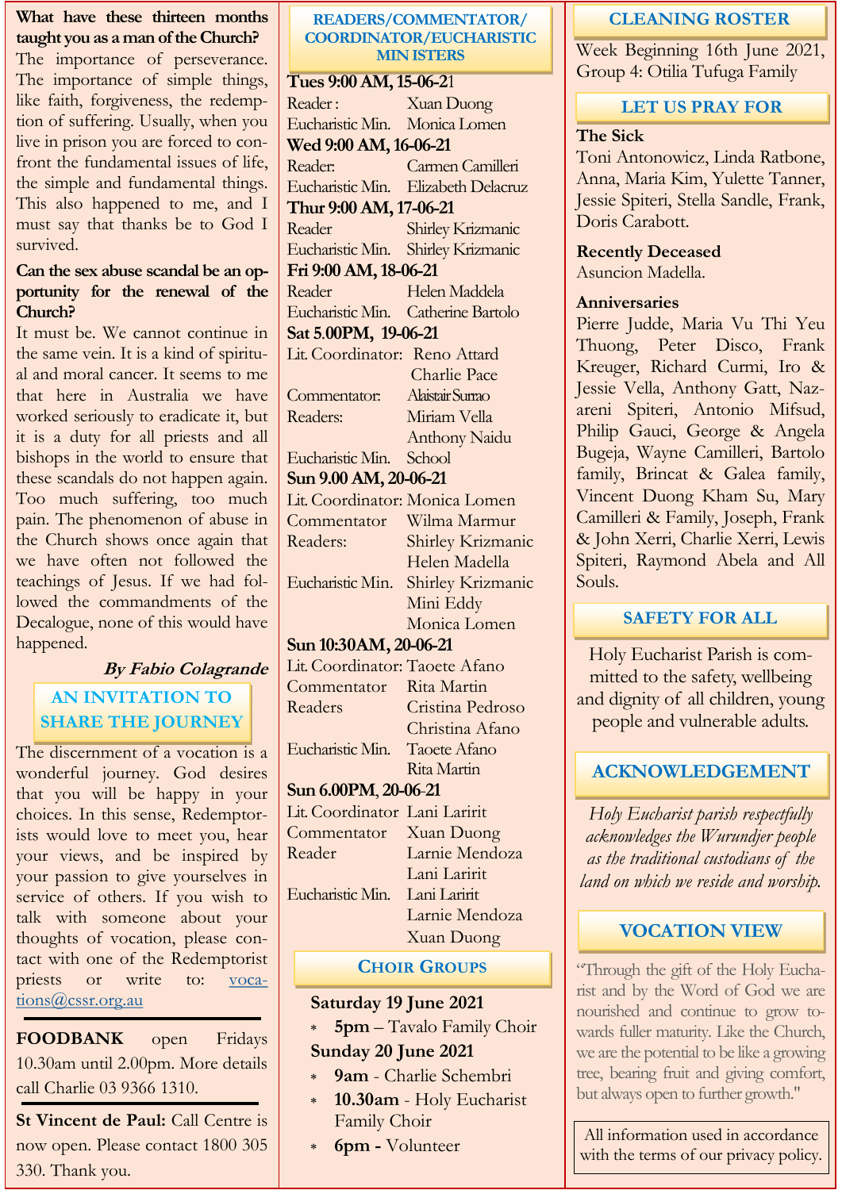**What have these thirteen months taught you as a man of the Church?**

The importance of perseverance. The importance of simple things, like faith, forgiveness, the redemption of suffering. Usually, when you live in prison you are forced to confront the fundamental issues of life, the simple and fundamental things. This also happened to me, and I must say that thanks be to God I survived.

**Can the sex abuse scandal be an opportunity for the renewal of the Church?**

It must be. We cannot continue in the same vein. It is a kind of spiritual and moral cancer. It seems to me that here in Australia we have worked seriously to eradicate it, but it is a duty for all priests and all bishops in the world to ensure that these scandals do not happen again. Too much suffering, too much pain. The phenomenon of abuse in the Church shows once again that we have often not followed the teachings of Jesus. If we had followed the commandments of the Decalogue, none of this would have happened.

***By Fabio Colagrande***

## AN INVITATION TO SHARE THE JOURNEY

The discernment of a vocation is a wonderful journey. God desires that you will be happy in your choices. In this sense, Redemptorists would love to meet you, hear your views, and be inspired by your passion to give yourselves in service of others. If you wish to talk with someone about your thoughts of vocation, please contact with one of the Redemptorist priests or write to: vocations@cssr.org.au

**FOODBANK** open Fridays 10.30am until 2.00pm. More details call Charlie 03 9366 1310.

**St Vincent de Paul:** Call Centre is now open. Please contact 1800 305 330. Thank you.

## READERS/COMMENTATOR/COORDINATOR/EUCHARISTIC MINISTERS

**Tues 9:00 AM, 15-06-21**
Reader : Xuan Duong
Eucharistic Min. Monica Lomen

**Wed 9:00 AM, 16-06-21**
Reader: Carmen Camilleri
Eucharistic Min. Elizabeth Delacruz

**Thur 9:00 AM, 17-06-21**
Reader Shirley Krizmanic
Eucharistic Min. Shirley Krizmanic

**Fri 9:00 AM, 18-06-21**
Reader Helen Maddela
Eucharistic Min. Catherine Bartolo

**Sat 5.00PM, 19-06-21**
Lit. Coordinator: Reno Attard, Charlie Pace
Commentator: Alaistair Surao
Readers: Miriam Vella, Anthony Naidu
Eucharistic Min. School

**Sun 9.00 AM, 20-06-21**
Lit. Coordinator: Monica Lomen
Commentator Wilma Marmur
Readers: Shirley Krizmanic, Helen Madella
Eucharistic Min. Shirley Krizmanic, Mini Eddy, Monica Lomen

**Sun 10:30AM, 20-06-21**
Lit. Coordinator: Taoete Afano
Commentator Rita Martin
Readers Cristina Pedroso, Christina Afano
Eucharistic Min. Taoete Afano, Rita Martin

**Sun 6.00PM, 20-06-21**
Lit. Coordinator Lani Laririt
Commentator Xuan Duong
Reader Larnie Mendoza, Lani Laririt
Eucharistic Min. Lani Laririt, Larnie Mendoza, Xuan Duong

## CHOIR GROUPS

**Saturday 19 June 2021**
- **5pm** – Tavalo Family Choir

**Sunday 20 June 2021**
- **9am** - Charlie Schembri
- **10.30am** - Holy Eucharist Family Choir
- **6pm -** Volunteer

## CLEANING ROSTER

Week Beginning 16th June 2021, Group 4: Otilia Tufuga Family

## LET US PRAY FOR

**The Sick**
Toni Antonowicz, Linda Ratbone, Anna, Maria Kim, Yulette Tanner, Jessie Spiteri, Stella Sandle, Frank, Doris Carabott.

**Recently Deceased**
Asuncion Madella.

**Anniversaries**
Pierre Judde, Maria Vu Thi Yeu Thuong, Peter Disco, Frank Kreuger, Richard Curmi, Iro & Jessie Vella, Anthony Gatt, Nazareni Spiteri, Antonio Mifsud, Philip Gauci, George & Angela Bugeja, Wayne Camilleri, Bartolo family, Brincat & Galea family, Vincent Duong Kham Su, Mary Camilleri & Family, Joseph, Frank & John Xerri, Charlie Xerri, Lewis Spiteri, Raymond Abela and All Souls.

## SAFETY FOR ALL

Holy Eucharist Parish is committed to the safety, wellbeing and dignity of all children, young people and vulnerable adults.

## ACKNOWLEDGEMENT

*Holy Eucharist parish respectfully acknowledges the Wurundjer people as the traditional custodians of the land on which we reside and worship.*

## VOCATION VIEW

"Through the gift of the Holy Eucharist and by the Word of God we are nourished and continue to grow towards fuller maturity. Like the Church, we are the potential to be like a growing tree, bearing fruit and giving comfort, but always open to further growth."

All information used in accordance with the terms of our privacy policy.